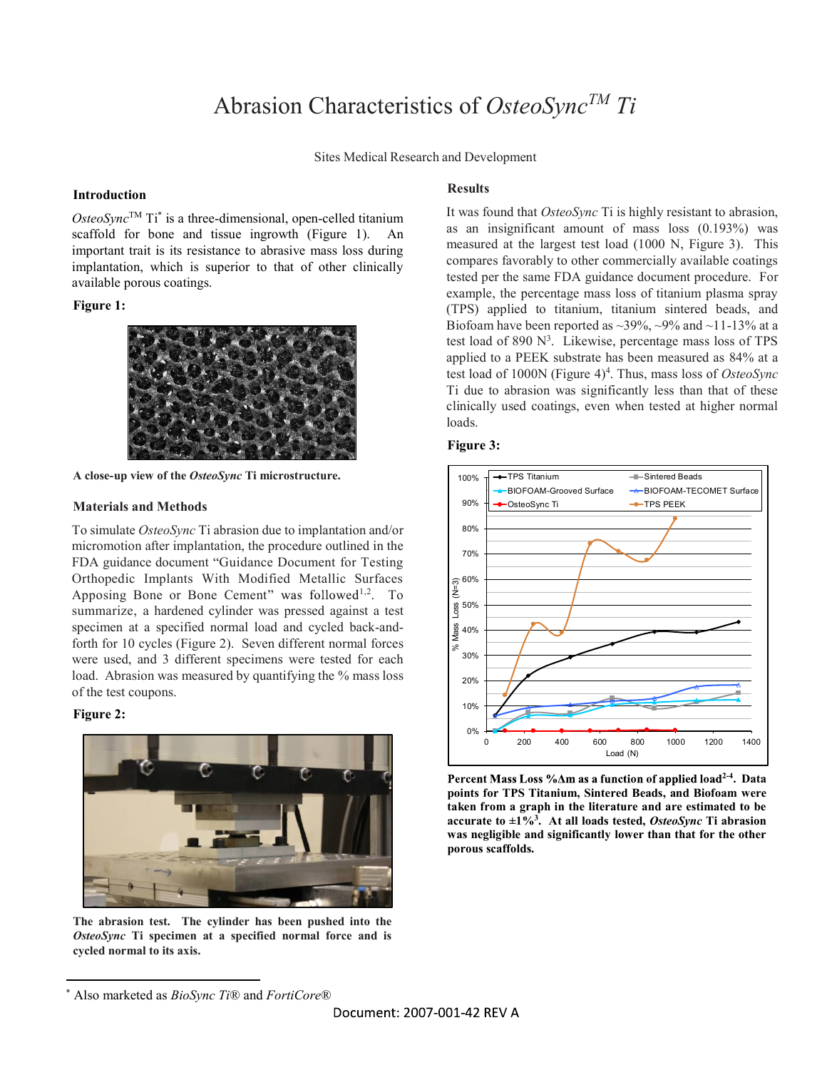# Abrasion Characteristics of *OsteoSync™ Ti*

Sites Medical Research and Development

## Introduction

*OsteoSync*™ Ti* is a three-dimensional, open-celled titanium scaffold for bone and tissue ingrowth (Figure 1). An important trait is its resistance to abrasive mass loss during implantation, which is superior to that of other clinically available porous coatings.

**Figure 1:**

**A close-up view of the *OsteoSync* Ti microstructure.**

## Materials and Methods

To simulate *OsteoSync* Ti abrasion due to implantation and/or micromotion after implantation, the procedure outlined in the FDA guidance document "Guidance Document for Testing Orthopedic Implants With Modified Metallic Surfaces Apposing Bone or Bone Cement" was followed[1,2]. To summarize, a hardened cylinder was pressed against a test specimen at a specified normal load and cycled back-and-forth for 10 cycles (Figure 2). Seven different normal forces were used, and 3 different specimens were tested for each load. Abrasion was measured by quantifying the % mass loss of the test coupons.

**Figure 2:**

**The abrasion test. The cylinder has been pushed into the *OsteoSync* Ti specimen at a specified normal force and is cycled normal to its axis.**

## Results

It was found that *OsteoSync* Ti is highly resistant to abrasion, as an insignificant amount of mass loss (0.193%) was measured at the largest test load (1000 N, Figure 3). This compares favorably to other commercially available coatings tested per the same FDA guidance document procedure. For example, the percentage mass loss of titanium plasma spray (TPS) applied to titanium, titanium sintered beads, and Biofoam have been reported as ~39%, ~9% and ~11-13% at a test load of 890 N[3]. Likewise, percentage mass loss of TPS applied to a PEEK substrate has been measured as 84% at a test load of 1000N (Figure 4)[4]. Thus, mass loss of *OsteoSync* Ti due to abrasion was significantly less than that of these clinically used coatings, even when tested at higher normal loads.

**Figure 3:**

**Percent Mass Loss %Δm as a function of applied load[2-4]. Data points for TPS Titanium, Sintered Beads, and Biofoam were taken from a graph in the literature and are estimated to be accurate to ±1%[3]. At all loads tested, *OsteoSync* Ti abrasion was negligible and significantly lower than that for the other porous scaffolds.**

---

* Also marketed as *BioSync Ti*® and *FortiCore*®

Document: 2007-001-42 REV A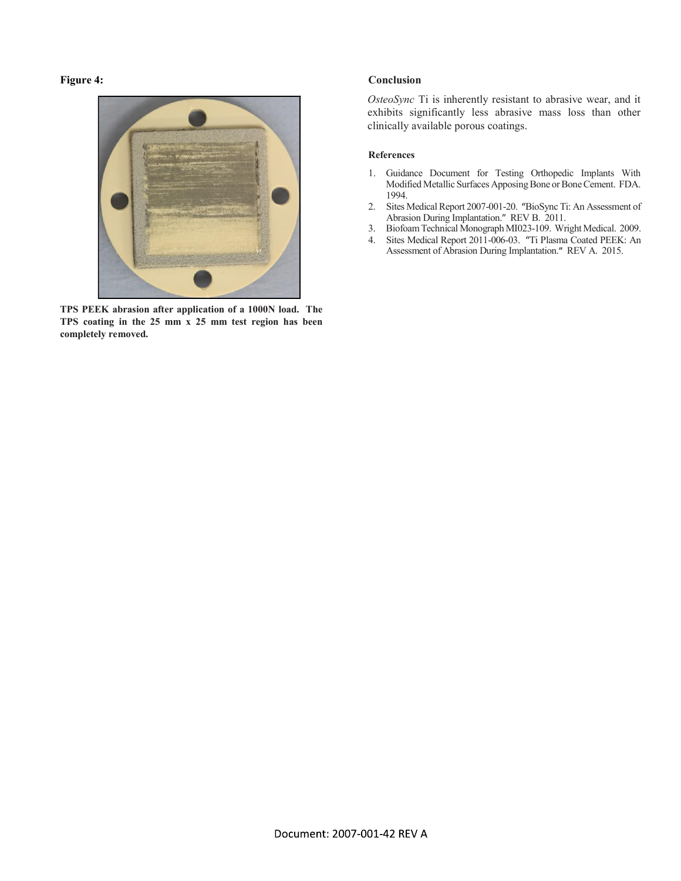**Figure 4:**

**TPS PEEK abrasion after application of a 1000N load. The TPS coating in the 25 mm x 25 mm test region has been completely removed.**

## Conclusion

*OsteoSync* Ti is inherently resistant to abrasive wear, and it exhibits significantly less abrasive mass loss than other clinically available porous coatings.

### References

1. Guidance Document for Testing Orthopedic Implants With Modified Metallic Surfaces Apposing Bone or Bone Cement. FDA. 1994.
2. Sites Medical Report 2007-001-20. "BioSync Ti: An Assessment of Abrasion During Implantation." REV B. 2011.
3. Biofoam Technical Monograph MI023-109. Wright Medical. 2009.
4. Sites Medical Report 2011-006-03. "Ti Plasma Coated PEEK: An Assessment of Abrasion During Implantation." REV A. 2015.

Document: 2007-001-42 REV A